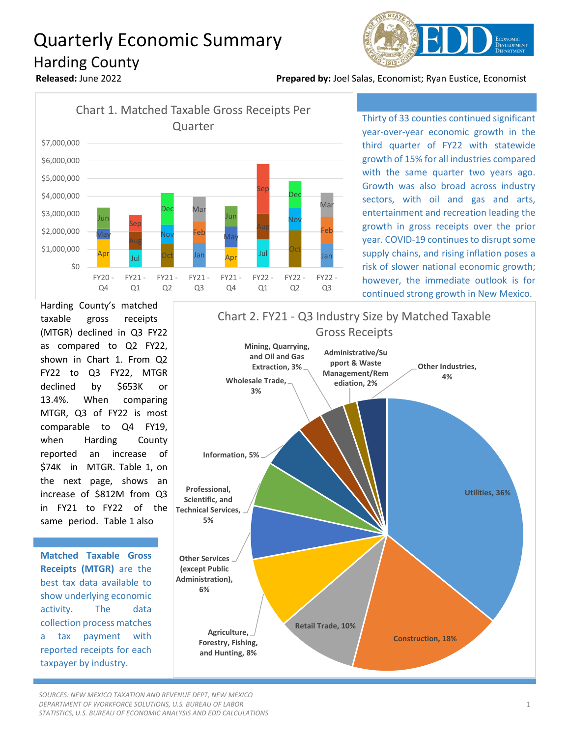# Quarterly Economic Summary

## Harding County

**Released:** June 2022

**Prepared by:** Joel Salas, Economist; Ryan Eustice, Economist

Chart 1. Matched Taxable Gross Receipts Per Quarter

Thirty of 33 counties continued significant year-over-year economic growth in the third quarter of FY22 with statewide growth of 15% for all industries compared with the same quarter two years ago. Growth was also broad across industry sectors, with oil and gas and arts, entertainment and recreation leading the growth in gross receipts over the prior year. COVID-19 continues to disrupt some supply chains, and rising inflation poses a risk of slower national economic growth; however, the immediate outlook is for continued strong growth in New Mexico.

Harding County's matched taxable gross receipts (MTGR) declined in Q3 FY22 as compared to Q2 FY22, shown in Chart 1. From Q2 FY22 to Q3 FY22, MTGR declined by $653K or 13.4%. When comparing MTGR, Q3 of FY22 is most comparable to Q4 FY19, when Harding County reported an increase of $74K in MTGR. Table 1, on the next page, shows an increase of $812M from Q3 in FY21 to FY22 of the same period. Table 1 also

**Matched Taxable Gross Receipts (MTGR)** are the best tax data available to show underlying economic activity. The data collection process matches a tax payment with reported receipts for each taxpayer by industry.

Chart 2. FY21 - Q3 Industry Size by Matched Taxable Gross Receipts

*SOURCES: NEW MEXICO TAXATION AND REVENUE DEPT, NEW MEXICO DEPARTMENT OF WORKFORCE SOLUTIONS, U.S. BUREAU OF LABOR STATISTICS, U.S. BUREAU OF ECONOMIC ANALYSIS AND EDD CALCULATIONS*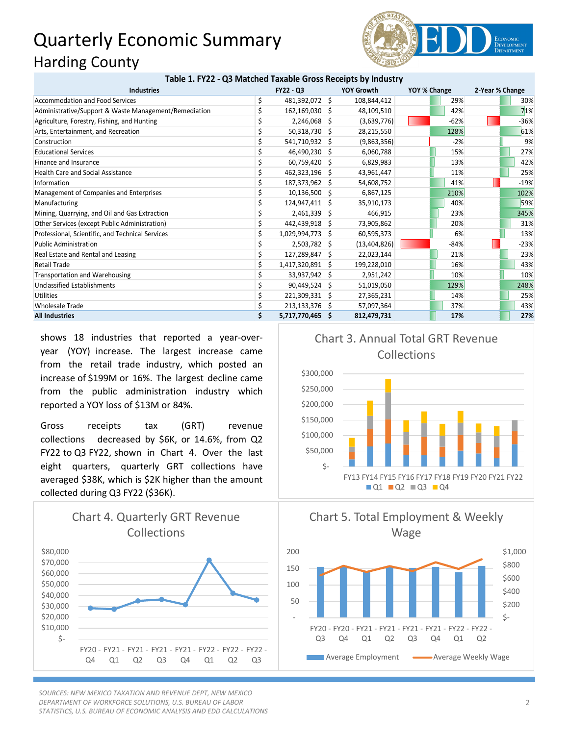# Quarterly Economic Summary

## Harding County

**Table 1. FY22 - Q3 Matched Taxable Gross Receipts by Industry**

| Industries | FY22 - Q3 | YOY Growth | YOY % Change | 2-Year % Change |
|---|---|---|---|---|
| Accommodation and Food Services | $ 481,392,072 | $ 108,844,412 | 29% | 30% |
| Administrative/Support & Waste Management/Remediation | $ 162,169,030 | $ 48,109,510 | 42% | 71% |
| Agriculture, Forestry, Fishing, and Hunting | $ 2,246,068 | $ (3,639,776) | -62% | -36% |
| Arts, Entertainment, and Recreation | $ 50,318,730 | $ 28,215,550 | 128% | 61% |
| Construction | $ 541,710,932 | $ (9,863,356) | -2% | 9% |
| Educational Services | $ 46,490,230 | $ 6,060,788 | 15% | 27% |
| Finance and Insurance | $ 60,759,420 | $ 6,829,983 | 13% | 42% |
| Health Care and Social Assistance | $ 462,323,196 | $ 43,961,447 | 11% | 25% |
| Information | $ 187,373,962 | $ 54,608,752 | 41% | -19% |
| Management of Companies and Enterprises | $ 10,136,500 | $ 6,867,125 | 210% | 102% |
| Manufacturing | $ 124,947,411 | $ 35,910,173 | 40% | 59% |
| Mining, Quarrying, and Oil and Gas Extraction | $ 2,461,339 | $ 466,915 | 23% | 345% |
| Other Services (except Public Administration) | $ 442,439,918 | $ 73,905,862 | 20% | 31% |
| Professional, Scientific, and Technical Services | $ 1,029,994,773 | $ 60,595,373 | 6% | 13% |
| Public Administration | $ 2,503,782 | $ (13,404,826) | -84% | -23% |
| Real Estate and Rental and Leasing | $ 127,289,847 | $ 22,023,144 | 21% | 23% |
| Retail Trade | $ 1,417,320,891 | $ 199,228,010 | 16% | 43% |
| Transportation and Warehousing | $ 33,937,942 | $ 2,951,242 | 10% | 10% |
| Unclassified Establishments | $ 90,449,524 | $ 51,019,050 | 129% | 248% |
| Utilities | $ 221,309,331 | $ 27,365,231 | 14% | 25% |
| Wholesale Trade | $ 213,133,376 | $ 57,097,364 | 37% | 43% |
| **All Industries** | **$ 5,717,770,465** | **$ 812,479,731** | **17%** | **27%** |

shows 18 industries that reported a year-over-year (YOY) increase. The largest increase came from the retail trade industry, which posted an increase of $199M or 16%. The largest decline came from the public administration industry which reported a YOY loss of $13M or 84%.

Gross receipts tax (GRT) revenue collections decreased by $6K, or 14.6%, from Q2 FY22 to Q3 FY22, shown in Chart 4. Over the last eight quarters, quarterly GRT collections have averaged $38K, which is $2K higher than the amount collected during Q3 FY22 ($36K).

Chart 3. Annual Total GRT Revenue Collections

Chart 4. Quarterly GRT Revenue Collections

Chart 5. Total Employment & Weekly Wage

*SOURCES: NEW MEXICO TAXATION AND REVENUE DEPT, NEW MEXICO DEPARTMENT OF WORKFORCE SOLUTIONS, U.S. BUREAU OF LABOR STATISTICS, U.S. BUREAU OF ECONOMIC ANALYSIS AND EDD CALCULATIONS*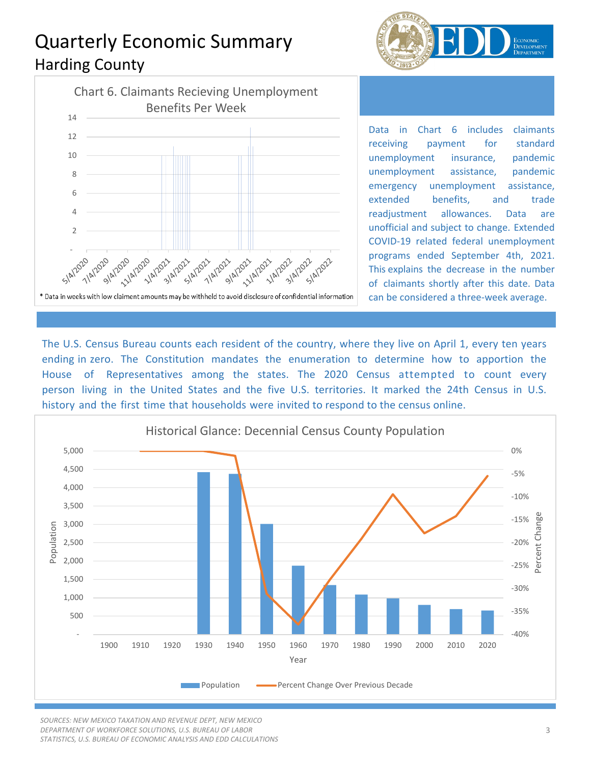# Quarterly Economic Summary

## Harding County

Chart 6. Claimants Recieving Unemployment Benefits Per Week

14
12
10
8
6
4
2
-

5/4/2020 7/4/2020 9/4/2020 11/4/2020 1/4/2021 3/4/2021 5/4/2021 7/4/2021 9/4/2021 11/4/2021 1/4/2022 3/4/2022 5/4/2022

\* Data in weeks with low claiment amounts may be withheld to avoid disclosure of confidential information

Data in Chart 6 includes claimants receiving payment for standard unemployment insurance, pandemic unemployment assistance, pandemic emergency unemployment assistance, extended benefits, and trade readjustment allowances. Data are unofficial and subject to change. Extended COVID-19 related federal unemployment programs ended September 4th, 2021. This explains the decrease in the number of claimants shortly after this date. Data can be considered a three-week average.

The U.S. Census Bureau counts each resident of the country, where they live on April 1, every ten years ending in zero. The Constitution mandates the enumeration to determine how to apportion the House of Representatives among the states. The 2020 Census attempted to count every person living in the United States and the five U.S. territories. It marked the 24th Census in U.S. history and the first time that households were invited to respond to the census online.

Historical Glance: Decennial Census County Population

Population: 5,000 4,500 4,000 3,500 3,000 2,500 2,000 1,500 1,000 500 -

Percent Change: 0% -5% -10% -15% -20% -25% -30% -35% -40%

Year: 1900 1910 1920 1930 1940 1950 1960 1970 1980 1990 2000 2010 2020

Population — Percent Change Over Previous Decade

*SOURCES: NEW MEXICO TAXATION AND REVENUE DEPT, NEW MEXICO DEPARTMENT OF WORKFORCE SOLUTIONS, U.S. BUREAU OF LABOR STATISTICS, U.S. BUREAU OF ECONOMIC ANALYSIS AND EDD CALCULATIONS*